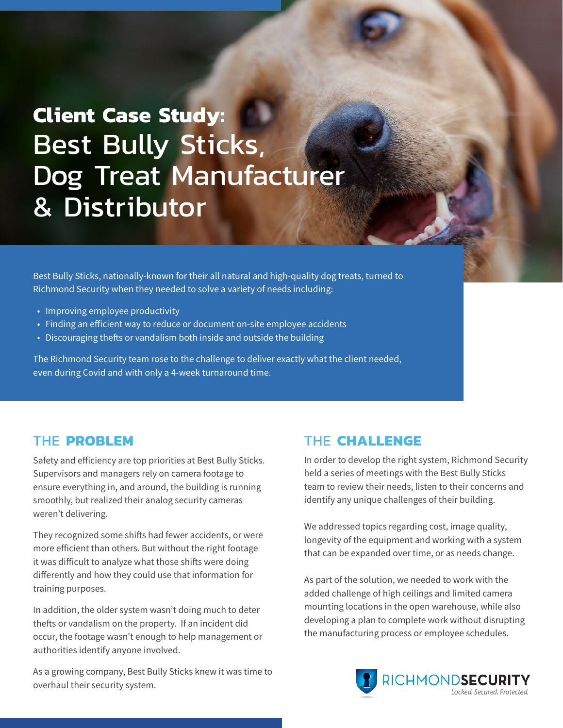# Client Case Study: Best Bully Sticks, Dog Treat Manufacturer & Distributor

Best Bully Sticks, nationally-known for their all natural and high-quality dog treats, turned to Richmond Security when they needed to solve a variety of needs including:

- Improving employee productivity
- Finding an efficient way to reduce or document on-site employee accidents
- Discouraging thefts or vandalism both inside and outside the building

The Richmond Security team rose to the challenge to deliver exactly what the client needed, even during Covid and with only a 4-week turnaround time.

## THE PROBLEM

Safety and efficiency are top priorities at Best Bully Sticks. Supervisors and managers rely on camera footage to ensure everything in, and around, the building is running smoothly, but realized their analog security cameras weren't delivering.

They recognized some shifts had fewer accidents, or were more efficient than others. But without the right footage it was difficult to analyze what those shifts were doing differently and how they could use that information for training purposes.

In addition, the older system wasn't doing much to deter thefts or vandalism on the property. If an incident did occur, the footage wasn't enough to help management or authorities identify anyone involved.

As a growing company, Best Bully Sticks knew it was time to overhaul their security system.

## THE CHALLENGE

In order to develop the right system, Richmond Security held a series of meetings with the Best Bully Sticks team to review their needs, listen to their concerns and identify any unique challenges of their building.

We addressed topics regarding cost, image quality, longevity of the equipment and working with a system that can be expanded over time, or as needs change.

As part of the solution, we needed to work with the added challenge of high ceilings and limited camera mounting locations in the open warehouse, while also developing a plan to complete work without disrupting the manufacturing process or employee schedules.

RICHMONDSECURITY
*Locked. Secured. Protected.*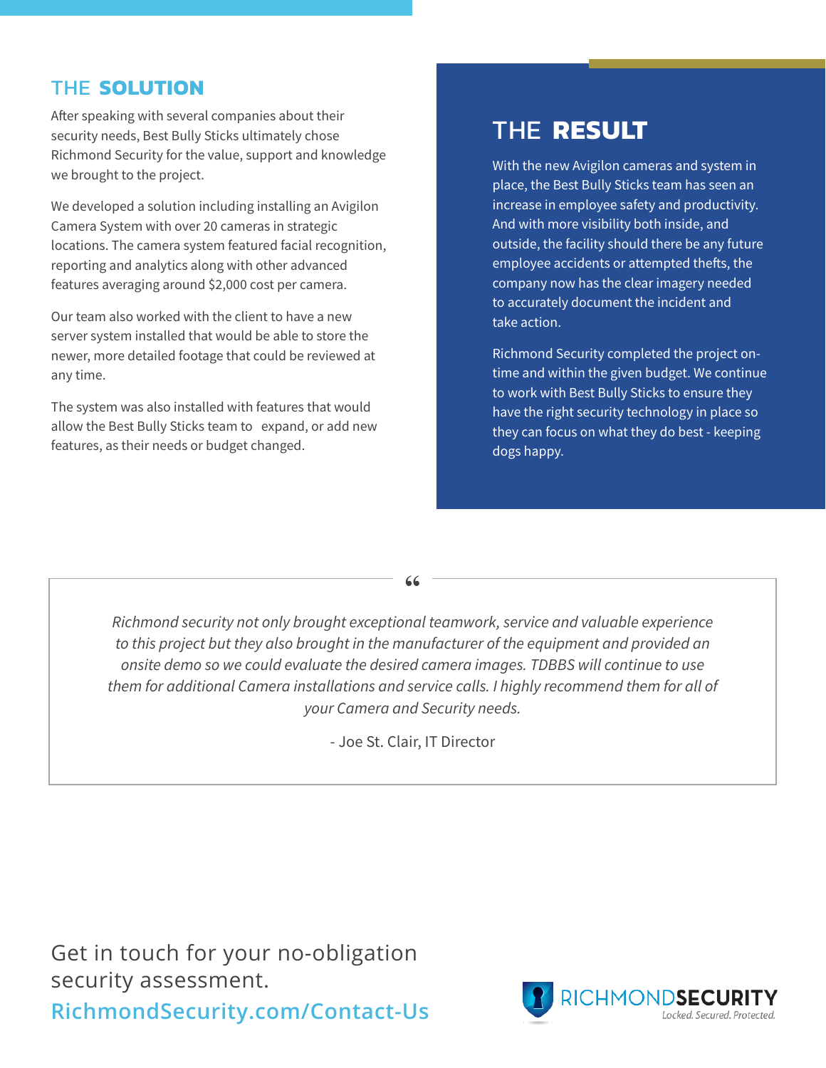## THE **SOLUTION**

After speaking with several companies about their security needs, Best Bully Sticks ultimately chose Richmond Security for the value, support and knowledge we brought to the project.

We developed a solution including installing an Avigilon Camera System with over 20 cameras in strategic locations. The camera system featured facial recognition, reporting and analytics along with other advanced features averaging around $2,000 cost per camera.

Our team also worked with the client to have a new server system installed that would be able to store the newer, more detailed footage that could be reviewed at any time.

The system was also installed with features that would allow the Best Bully Sticks team to expand, or add new features, as their needs or budget changed.

## THE **RESULT**

With the new Avigilon cameras and system in place, the Best Bully Sticks team has seen an increase in employee safety and productivity. And with more visibility both inside, and outside, the facility should there be any future employee accidents or attempted thefts, the company now has the clear imagery needed to accurately document the incident and take action.

Richmond Security completed the project on-time and within the given budget. We continue to work with Best Bully Sticks to ensure they have the right security technology in place so they can focus on what they do best - keeping dogs happy.

> *Richmond security not only brought exceptional teamwork, service and valuable experience to this project but they also brought in the manufacturer of the equipment and provided an onsite demo so we could evaluate the desired camera images. TDBBS will continue to use them for additional Camera installations and service calls. I highly recommend them for all of your Camera and Security needs.*
>
> - Joe St. Clair, IT Director

Get in touch for your no-obligation security assessment.

**RichmondSecurity.com/Contact-Us**

RICHMOND**SECURITY**
*Locked. Secured. Protected.*